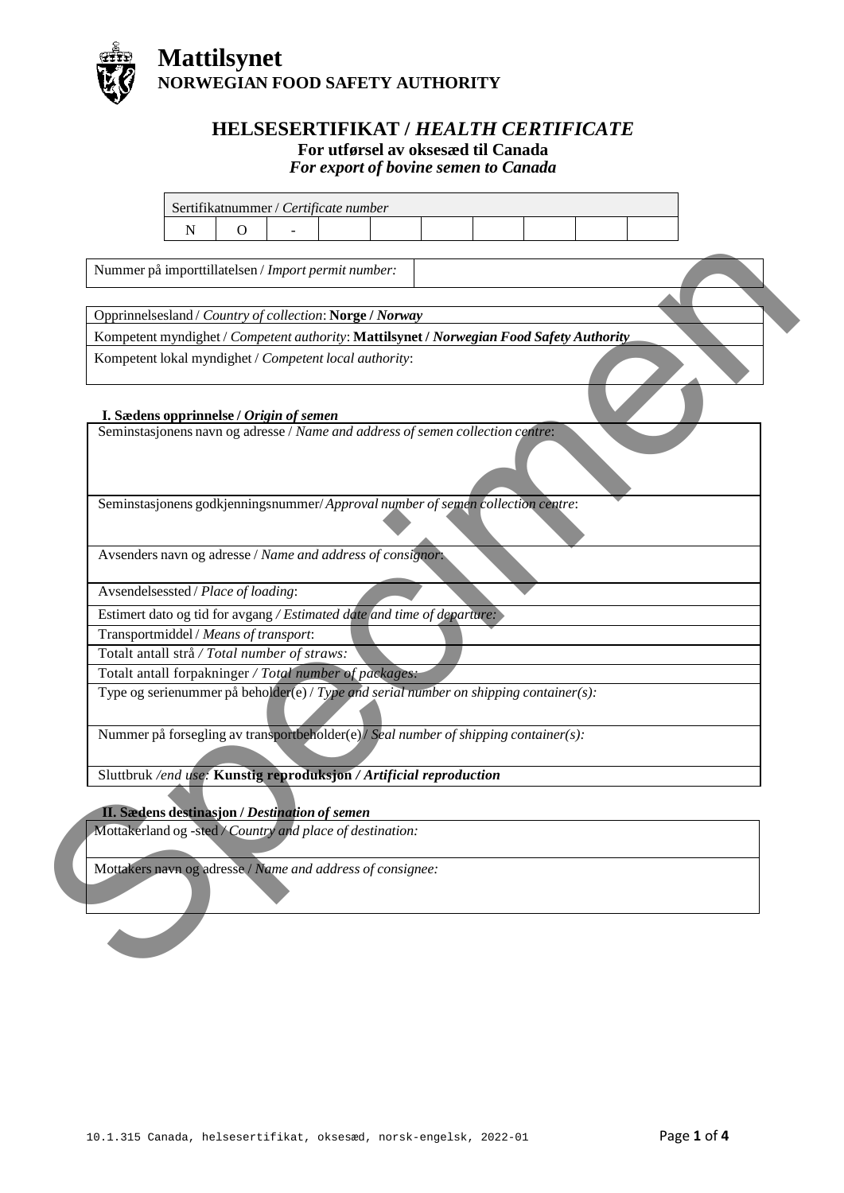# Mattilsynet
**NORWEGIAN FOOD SAFETY AUTHORITY**

## HELSESERTIFIKAT / *HEALTH CERTIFICATE*

**For utførsel av oksesæd til Canada**
***For export of bovine semen to Canada***

| Sertifikatnummer / *Certificate number* | | | | | | | | | |
|---|---|---|---|---|---|---|---|---|---|
| N | O | - | | | | | | | |

| Nummer på importtillatelsen / *Import permit number:* | |
|---|---|

| |
|---|
| Opprinnelsesland / *Country of collection*: **Norge / *Norway*** |
| Kompetent myndighet / *Competent authority*: **Mattilsynet / *Norwegian Food Safety Authority*** |
| Kompetent lokal myndighet / *Competent local authority*: |

### I. Sædens opprinnelse / *Origin of semen*

| |
|---|
| Seminstasjonens navn og adresse / *Name and address of semen collection centre*: |
| Seminstasjonens godkjenningsnummer/ *Approval number of semen collection centre*: |
| Avsenders navn og adresse / *Name and address of consignor*: |
| Avsendelsessted / *Place of loading*: |
| Estimert dato og tid for avgang / *Estimated date and time of departure:* |
| Transportmiddel / *Means of transport*: |
| Totalt antall strå / *Total number of straws:* |
| Totalt antall forpakninger / *Total number of packages:* |
| Type og serienummer på beholder(e) / *Type and serial number on shipping container(s):* |
| Nummer på forsegling av transportbeholder(e) / *Seal number of shipping container(s):* |
| Sluttbruk */end use:* **Kunstig reproduksjon / *Artificial reproduction*** |

### II. Sædens destinasjon / *Destination of semen*

| |
|---|
| Mottakerland og -sted / *Country and place of destination:* |
| Mottakers navn og adresse / *Name and address of consignee:* |

10.1.315 Canada, helsesertifikat, oksesæd, norsk-engelsk, 2022-01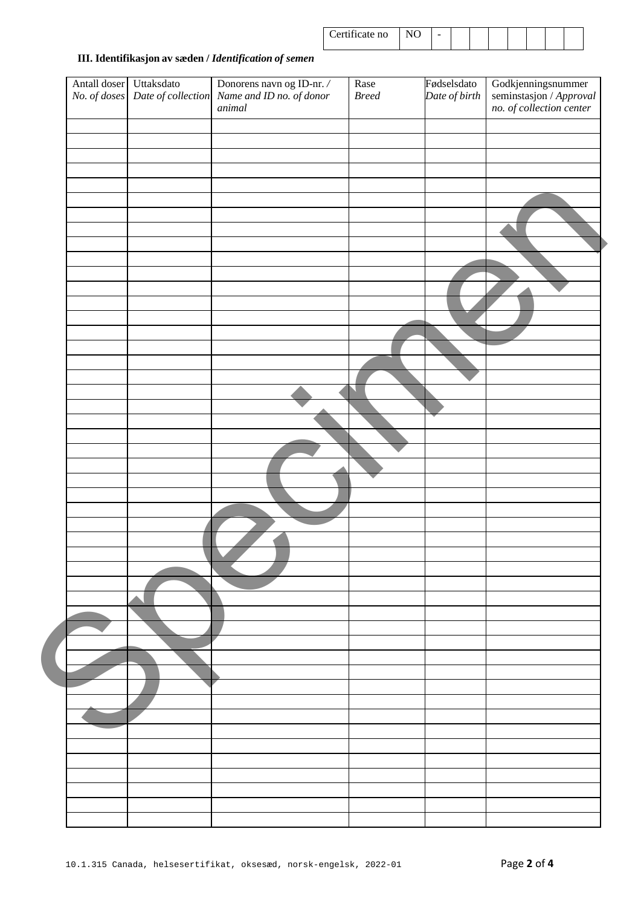| Certificate no | NO | - | | | | | | | | |
|---|---|---|---|---|---|---|---|---|---|---|

### III. Identifikasjon av sæden / *Identification of semen*

| Antall doser *No. of doses* | Uttaksdato *Date of collection* | Donorens navn og ID-nr. / *Name and ID no. of donor animal* | Rase *Breed* | Fødselsdato *Date of birth* | Godkjenningsnummer seminstasjon / *Approval no. of collection center* |
|---|---|---|---|---|---|
| | | | | | |
| | | | | | |
| | | | | | |
| | | | | | |
| | | | | | |
| | | | | | |
| | | | | | |
| | | | | | |
| | | | | | |
| | | | | | |
| | | | | | |
| | | | | | |
| | | | | | |
| | | | | | |
| | | | | | |
| | | | | | |
| | | | | | |
| | | | | | |
| | | | | | |
| | | | | | |
| | | | | | |
| | | | | | |
| | | | | | |
| | | | | | |
| | | | | | |
| | | | | | |
| | | | | | |
| | | | | | |
| | | | | | |
| | | | | | |
| | | | | | |
| | | | | | |
| | | | | | |
| | | | | | |
| | | | | | |
| | | | | | |
| | | | | | |
| | | | | | |
| | | | | | |
| | | | | | |
| | | | | | |
| | | | | | |
| | | | | | |
| | | | | | |
| | | | | | |
| | | | | | |
| | | | | | |
| | | | | | |
| | | | | | |

Specimen

10.1.315 Canada, helsesertifikat, oksesæd, norsk-engelsk, 2022-01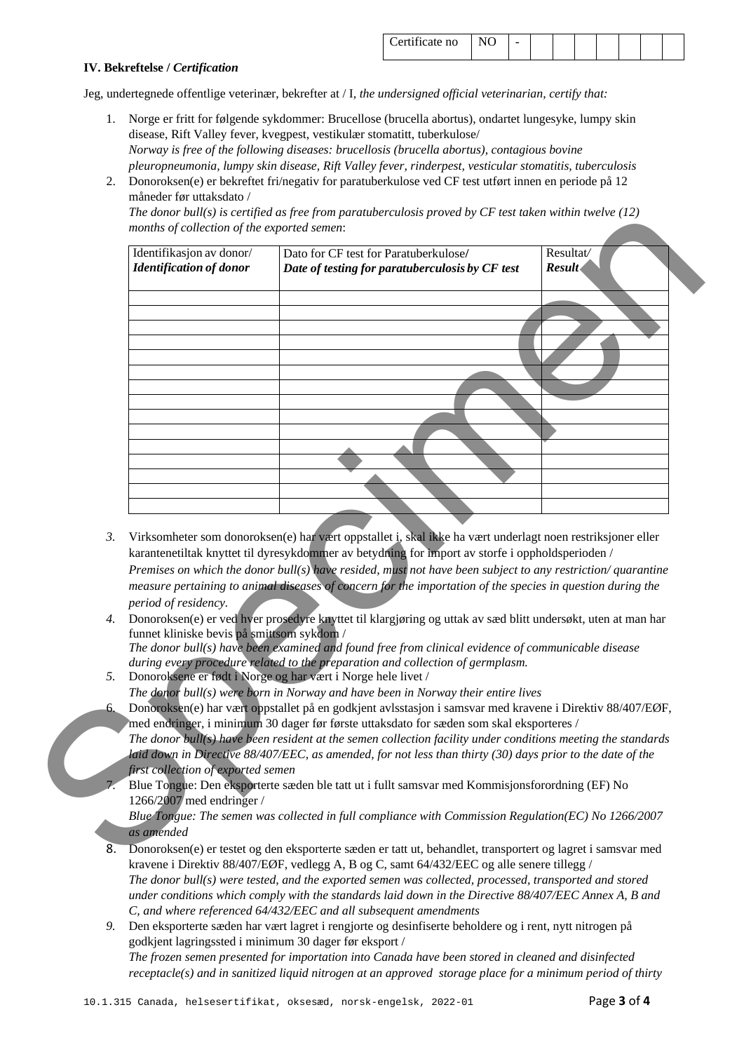| Certificate no | NO | - | | | | | | | | |
|---|---|---|---|---|---|---|---|---|---|---|

**IV. Bekreftelse /** ***Certification***

Jeg, undertegnede offentlige veterinær, bekrefter at / I, *the undersigned official veterinarian, certify that:*

1. Norge er fritt for følgende sykdommer: Brucellose (brucella abortus), ondartet lungesyke, lumpy skin disease, Rift Valley fever, kvegpest, vestikulær stomatitt, tuberkulose/
*Norway is free of the following diseases: brucellosis (brucella abortus), contagious bovine pleuropneumonia, lumpy skin disease, Rift Valley fever, rinderpest, vesicular stomatitis, tuberculosis*
2. Donoroksen(e) er bekreftet fri/negativ for paratuberkulose ved CF test utført innen en periode på 12 måneder før uttaksdato /
*The donor bull(s) is certified as free from paratuberculosis proved by CF test taken within twelve (12) months of collection of the exported semen*:

| Identifikasjon av donor/ ***Identification of donor*** | Dato for CF test for Paratuberkulose/ ***Date of testing for paratuberculosis by CF test*** | Resultat/ ***Result*** |
|---|---|---|
| | | |
| | | |
| | | |
| | | |
| | | |
| | | |
| | | |
| | | |
| | | |
| | | |
| | | |
| | | |
| | | |
| | | |
| | | |

3. Virksomheter som donoroksen(e) har vært oppstallet i, skal ikke ha vært underlagt noen restriksjoner eller karantenetiltak knyttet til dyresykdommer av betydning for import av storfe i oppholdsperioden /
*Premises on which the donor bull(s) have resided, must not have been subject to any restriction/ quarantine measure pertaining to animal diseases of concern for the importation of the species in question during the period of residency.*
4. Donoroksen(e) er ved hver prosedyre knyttet til klargjøring og uttak av sæd blitt undersøkt, uten at man har funnet kliniske bevis på smittsom sykdom /
*The donor bull(s) have been examined and found free from clinical evidence of communicable disease during every procedure related to the preparation and collection of germplasm.*
5. Donoroksene er født i Norge og har vært i Norge hele livet /
*The donor bull(s) were born in Norway and have been in Norway their entire lives*
6. Donoroksen(e) har vært oppstallet på en godkjent avlsstasjon i samsvar med kravene i Direktiv 88/407/EØF, med endringer, i minimum 30 dager før første uttaksdato for sæden som skal eksporteres /
*The donor bull(s) have been resident at the semen collection facility under conditions meeting the standards laid down in Directive 88/407/EEC, as amended, for not less than thirty (30) days prior to the date of the first collection of exported semen*
7. Blue Tongue: Den eksporterte sæden ble tatt ut i fullt samsvar med Kommisjonsforordning (EF) No 1266/2007 med endringer /
*Blue Tongue: The semen was collected in full compliance with Commission Regulation(EC) No 1266/2007 as amended*
8. Donoroksen(e) er testet og den eksporterte sæden er tatt ut, behandlet, transportert og lagret i samsvar med kravene i Direktiv 88/407/EØF, vedlegg A, B og C, samt 64/432/EEC og alle senere tillegg /
*The donor bull(s) were tested, and the exported semen was collected, processed, transported and stored under conditions which comply with the standards laid down in the Directive 88/407/EEC Annex A, B and C, and where referenced 64/432/EEC and all subsequent amendments*
9. Den eksporterte sæden har vært lagret i rengjorte og desinfiserte beholdere og i rent, nytt nitrogen på godkjent lagringssted i minimum 30 dager før eksport /
*The frozen semen presented for importation into Canada have been stored in cleaned and disinfected receptacle(s) and in sanitized liquid nitrogen at an approved storage place for a minimum period of thirty*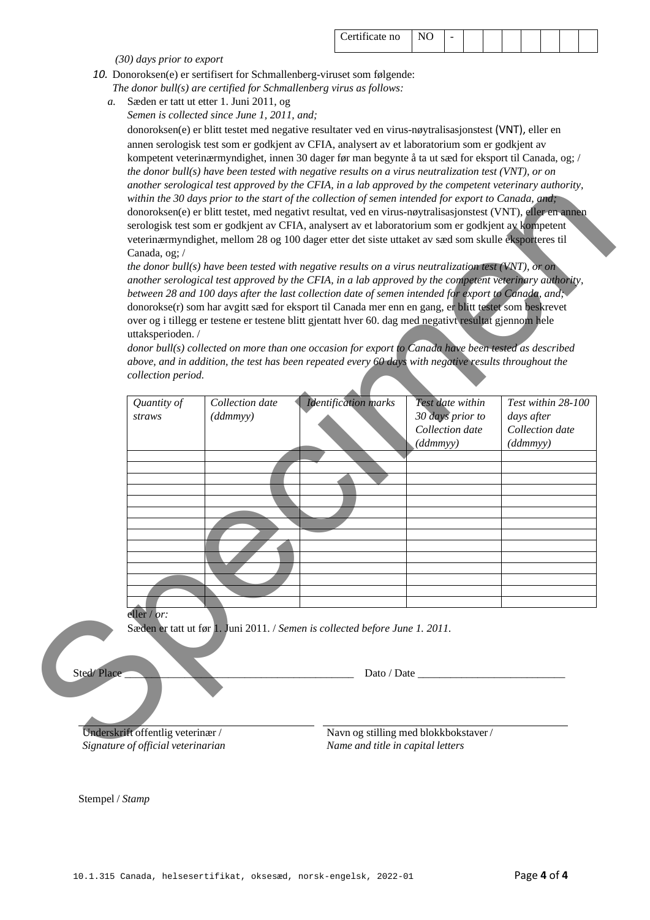| Certificate no | NO | - | | | | | | | | |
|---|---|---|---|---|---|---|---|---|---|---|

*(30) days prior to export*

10. Donoroksen(e) er sertifisert for Schmallenberg-viruset som følgende:
*The donor bull(s) are certified for Schmallenberg virus as follows:*

a. Sæden er tatt ut etter 1. Juni 2011, og
*Semen is collected since June 1, 2011, and;*

donoroksen(e) er blitt testet med negative resultater ved en virus-nøytralisasjonstest (VNT), eller en annen serologisk test som er godkjent av CFIA, analysert av et laboratorium som er godkjent av kompetent veterinærmyndighet, innen 30 dager før man begynte å ta ut sæd for eksport til Canada, og; /
*the donor bull(s) have been tested with negative results on a virus neutralization test (VNT), or on another serological test approved by the CFIA, in a lab approved by the competent veterinary authority, within the 30 days prior to the start of the collection of semen intended for export to Canada, and;*
donoroksen(e) er blitt testet, med negativt resultat, ved en virus-nøytralisasjonstest (VNT), eller en annen serologisk test som er godkjent av CFIA, analysert av et laboratorium som er godkjent av kompetent veterinærmyndighet, mellom 28 og 100 dager etter det siste uttaket av sæd som skulle eksporteres til Canada, og; /
*the donor bull(s) have been tested with negative results on a virus neutralization test (VNT), or on another serological test approved by the CFIA, in a lab approved by the competent veterinary authority, between 28 and 100 days after the last collection date of semen intended for export to Canada, and;*
donorokse(r) som har avgitt sæd for eksport til Canada mer enn en gang, er blitt testet som beskrevet over og i tillegg er testene er testene blitt gjentatt hver 60. dag med negativt resultat gjennom hele uttaksperioden. /
*donor bull(s) collected on more than one occasion for export to Canada have been tested as described above, and in addition, the test has been repeated every 60 days with negative results throughout the collection period.*

| *Quantity of straws* | *Collection date (ddmmyy)* | *Identification marks* | *Test date within 30 days prior to Collection date (ddmmyy)* | *Test within 28-100 days after Collection date (ddmmyy)* |
|---|---|---|---|---|
| | | | | |
| | | | | |
| | | | | |
| | | | | |
| | | | | |
| | | | | |
| | | | | |
| | | | | |
| | | | | |
| | | | | |
| | | | | |
| | | | | |
| | | | | |
| | | | | |

eller / *or:*
Sæden er tatt ut før 1. Juni 2011. / *Semen is collected before June 1. 2011.*

Sted/ Place ________________________________________ Dato / Date __________________________

Underskrift offentlig veterinær / *Signature of official veterinarian*

Navn og stilling med blokkbokstaver / *Name and title in capital letters*

Stempel / *Stamp*

10.1.315 Canada, helsesertifikat, oksesæd, norsk-engelsk, 2022-01